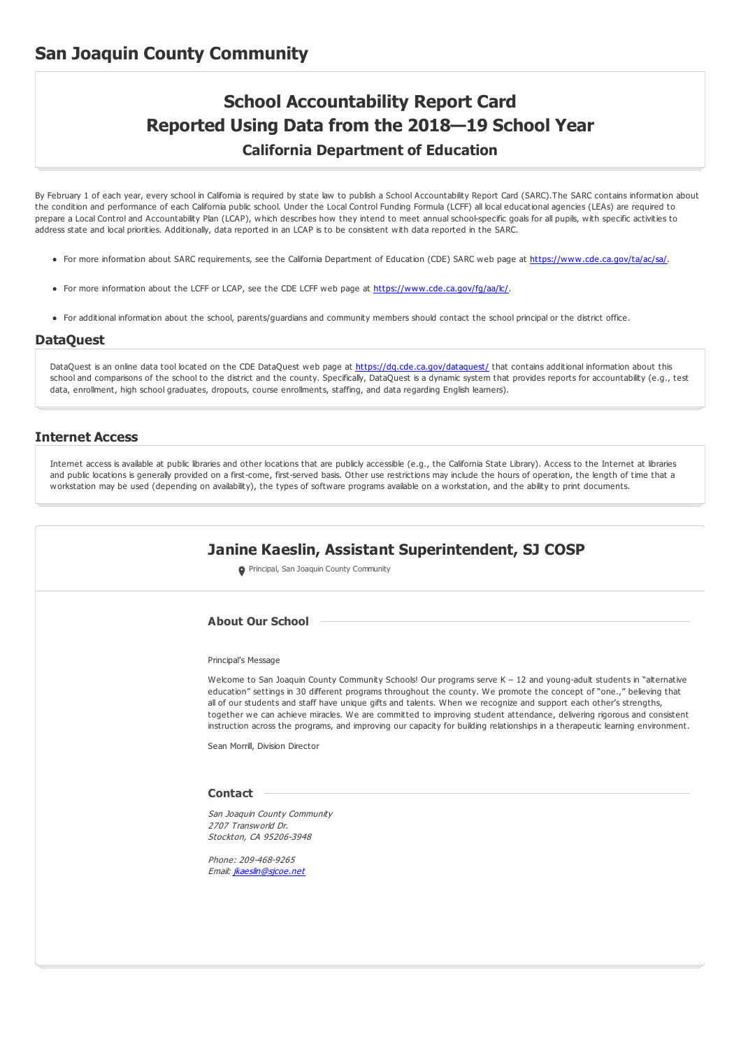# San Joaquin County Community

## School Accountability Report Card
## Reported Using Data from the 2018—19 School Year
### California Department of Education

By February 1 of each year, every school in California is required by state law to publish a School Accountability Report Card (SARC).The SARC contains information about the condition and performance of each California public school. Under the Local Control Funding Formula (LCFF) all local educational agencies (LEAs) are required to prepare a Local Control and Accountability Plan (LCAP), which describes how they intend to meet annual school-specific goals for all pupils, with specific activities to address state and local priorities. Additionally, data reported in an LCAP is to be consistent with data reported in the SARC.

- For more information about SARC requirements, see the California Department of Education (CDE) SARC web page at [https://www.cde.ca.gov/ta/ac/sa/](https://www.cde.ca.gov/ta/ac/sa/).
- For more information about the LCFF or LCAP, see the CDE LCFF web page at [https://www.cde.ca.gov/fg/aa/lc/](https://www.cde.ca.gov/fg/aa/lc/).
- For additional information about the school, parents/guardians and community members should contact the school principal or the district office.

## DataQuest

DataQuest is an online data tool located on the CDE DataQuest web page at [https://dq.cde.ca.gov/dataquest/](https://dq.cde.ca.gov/dataquest/) that contains additional information about this school and comparisons of the school to the district and the county. Specifically, DataQuest is a dynamic system that provides reports for accountability (e.g., test data, enrollment, high school graduates, dropouts, course enrollments, staffing, and data regarding English learners).

## Internet Access

Internet access is available at public libraries and other locations that are publicly accessible (e.g., the California State Library). Access to the Internet at libraries and public locations is generally provided on a first-come, first-served basis. Other use restrictions may include the hours of operation, the length of time that a workstation may be used (depending on availability), the types of software programs available on a workstation, and the ability to print documents.

## Janine Kaeslin, Assistant Superintendent, SJ COSP

Principal, San Joaquin County Community

### About Our School

Principal's Message

Welcome to San Joaquin County Community Schools! Our programs serve K – 12 and young-adult students in "alternative education" settings in 30 different programs throughout the county. We promote the concept of "one.," believing that all of our students and staff have unique gifts and talents. When we recognize and support each other's strengths, together we can achieve miracles. We are committed to improving student attendance, delivering rigorous and consistent instruction across the programs, and improving our capacity for building relationships in a therapeutic learning environment.

Sean Morrill, Division Director

### Contact

*San Joaquin County Community*
*2707 Transworld Dr.*
*Stockton, CA 95206-3948*

*Phone: 209-468-9265*
*Email: [jkaeslin@sjcoe.net](mailto:jkaeslin@sjcoe.net)*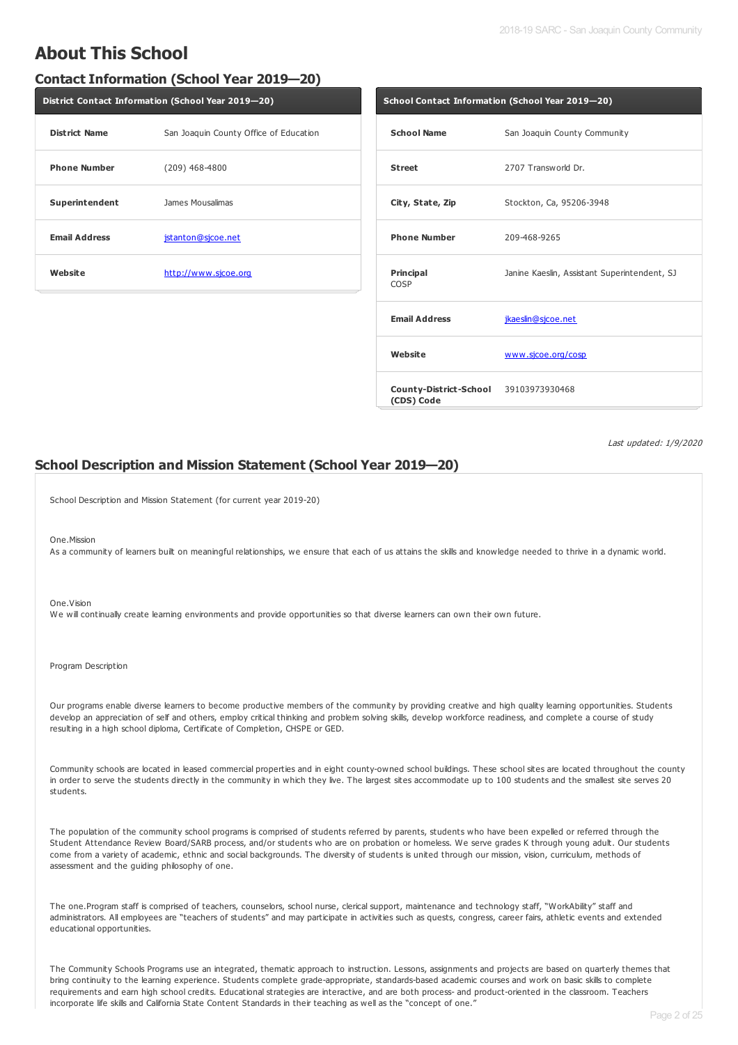# About This School

## Contact Information (School Year 2019—20)

| District Contact Information (School Year 2019—20) | |
|---|---|
| **District Name** | San Joaquin County Office of Education |
| **Phone Number** | (209) 468-4800 |
| **Superintendent** | James Mousalimas |
| **Email Address** | jstanton@sjcoe.net |
| **Website** | http://www.sjcoe.org |

| School Contact Information (School Year 2019—20) | |
|---|---|
| **School Name** | San Joaquin County Community |
| **Street** | 2707 Transworld Dr. |
| **City, State, Zip** | Stockton, Ca, 95206-3948 |
| **Phone Number** | 209-468-9265 |
| **Principal** | Janine Kaeslin, Assistant Superintendent, SJ COSP |
| **Email Address** | jkaeslin@sjcoe.net |
| **Website** | www.sjcoe.org/cosp |
| **County-District-School (CDS) Code** | 39103973930468 |

*Last updated: 1/9/2020*

## School Description and Mission Statement (School Year 2019—20)

School Description and Mission Statement (for current year 2019-20)

One.Mission
As a community of learners built on meaningful relationships, we ensure that each of us attains the skills and knowledge needed to thrive in a dynamic world.

One.Vision
We will continually create learning environments and provide opportunities so that diverse learners can own their own future.

Program Description

Our programs enable diverse learners to become productive members of the community by providing creative and high quality learning opportunities. Students develop an appreciation of self and others, employ critical thinking and problem solving skills, develop workforce readiness, and complete a course of study resulting in a high school diploma, Certificate of Completion, CHSPE or GED.

Community schools are located in leased commercial properties and in eight county-owned school buildings. These school sites are located throughout the county in order to serve the students directly in the community in which they live. The largest sites accommodate up to 100 students and the smallest site serves 20 students.

The population of the community school programs is comprised of students referred by parents, students who have been expelled or referred through the Student Attendance Review Board/SARB process, and/or students who are on probation or homeless. We serve grades K through young adult. Our students come from a variety of academic, ethnic and social backgrounds. The diversity of students is united through our mission, vision, curriculum, methods of assessment and the guiding philosophy of one.

The one.Program staff is comprised of teachers, counselors, school nurse, clerical support, maintenance and technology staff, "WorkAbility" staff and administrators. All employees are "teachers of students" and may participate in activities such as quests, congress, career fairs, athletic events and extended educational opportunities.

The Community Schools Programs use an integrated, thematic approach to instruction. Lessons, assignments and projects are based on quarterly themes that bring continuity to the learning experience. Students complete grade-appropriate, standards-based academic courses and work on basic skills to complete requirements and earn high school credits. Educational strategies are interactive, and are both process- and product-oriented in the classroom. Teachers incorporate life skills and California State Content Standards in their teaching as well as the "concept of one."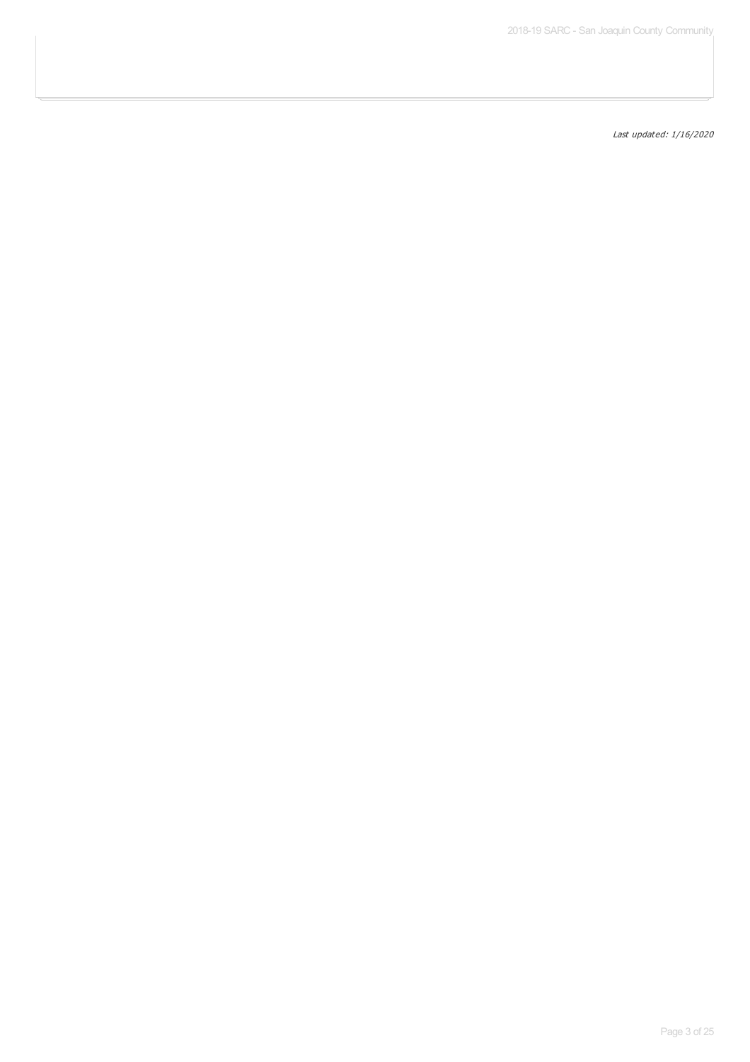*Last updated: 1/16/2020*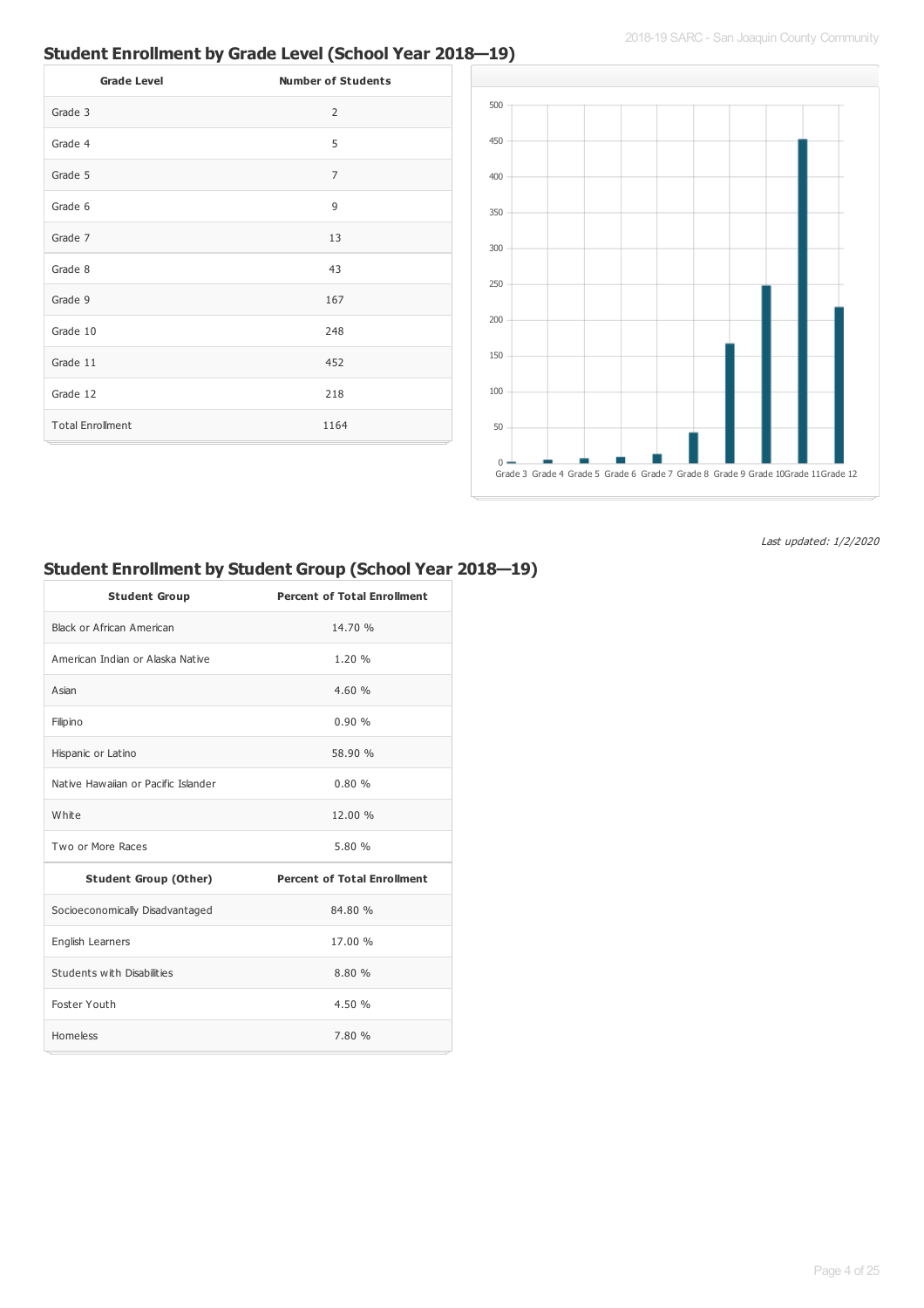## Student Enrollment by Grade Level (School Year 2018—19)

| Grade Level | Number of Students |
|---|---|
| Grade 3 | 2 |
| Grade 4 | 5 |
| Grade 5 | 7 |
| Grade 6 | 9 |
| Grade 7 | 13 |
| Grade 8 | 43 |
| Grade 9 | 167 |
| Grade 10 | 248 |
| Grade 11 | 452 |
| Grade 12 | 218 |
| Total Enrollment | 1164 |

*Last updated: 1/2/2020*

## Student Enrollment by Student Group (School Year 2018—19)

| Student Group | Percent of Total Enrollment |
|---|---|
| Black or African American | 14.70 % |
| American Indian or Alaska Native | 1.20 % |
| Asian | 4.60 % |
| Filipino | 0.90 % |
| Hispanic or Latino | 58.90 % |
| Native Hawaiian or Pacific Islander | 0.80 % |
| White | 12.00 % |
| Two or More Races | 5.80 % |
| **Student Group (Other)** | **Percent of Total Enrollment** |
| Socioeconomically Disadvantaged | 84.80 % |
| English Learners | 17.00 % |
| Students with Disabilities | 8.80 % |
| Foster Youth | 4.50 % |
| Homeless | 7.80 % |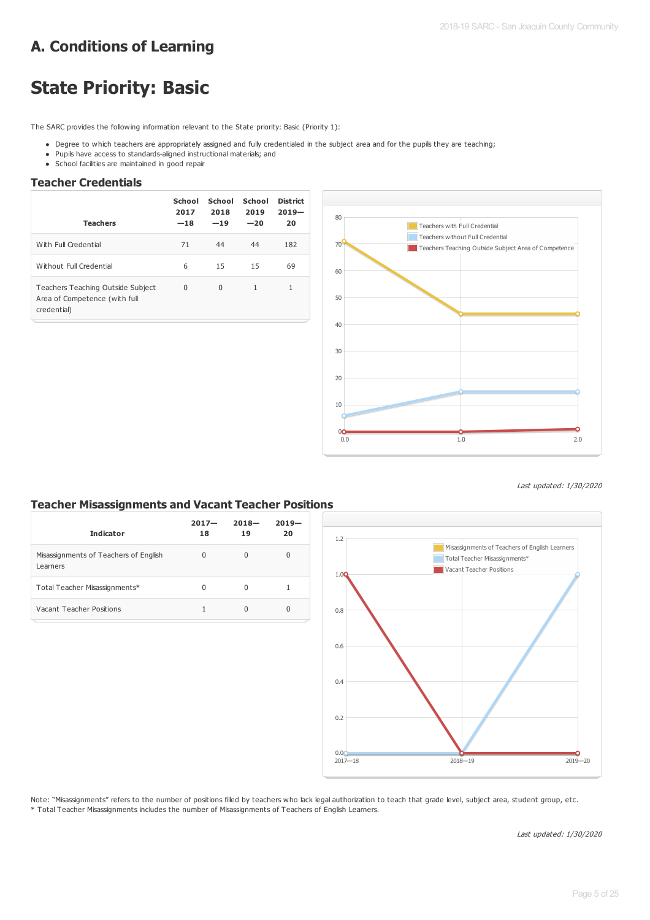# A. Conditions of Learning

# State Priority: Basic

The SARC provides the following information relevant to the State priority: Basic (Priority 1):

- Degree to which teachers are appropriately assigned and fully credentialed in the subject area and for the pupils they are teaching;
- Pupils have access to standards-aligned instructional materials; and
- School facilities are maintained in good repair

### Teacher Credentials

| Teachers | School 2017—18 | School 2018—19 | School 2019—20 | District 2019—20 |
|---|---|---|---|---|
| With Full Credential | 71 | 44 | 44 | 182 |
| Without Full Credential | 6 | 15 | 15 | 69 |
| Teachers Teaching Outside Subject Area of Competence (with full credential) | 0 | 0 | 1 | 1 |

*Last updated: 1/30/2020*

### Teacher Misassignments and Vacant Teacher Positions

| Indicator | 2017—18 | 2018—19 | 2019—20 |
|---|---|---|---|
| Misassignments of Teachers of English Learners | 0 | 0 | 0 |
| Total Teacher Misassignments* | 0 | 0 | 1 |
| Vacant Teacher Positions | 1 | 0 | 0 |

Note: "Misassignments" refers to the number of positions filled by teachers who lack legal authorization to teach that grade level, subject area, student group, etc.
* Total Teacher Misassignments includes the number of Misassignments of Teachers of English Learners.

*Last updated: 1/30/2020*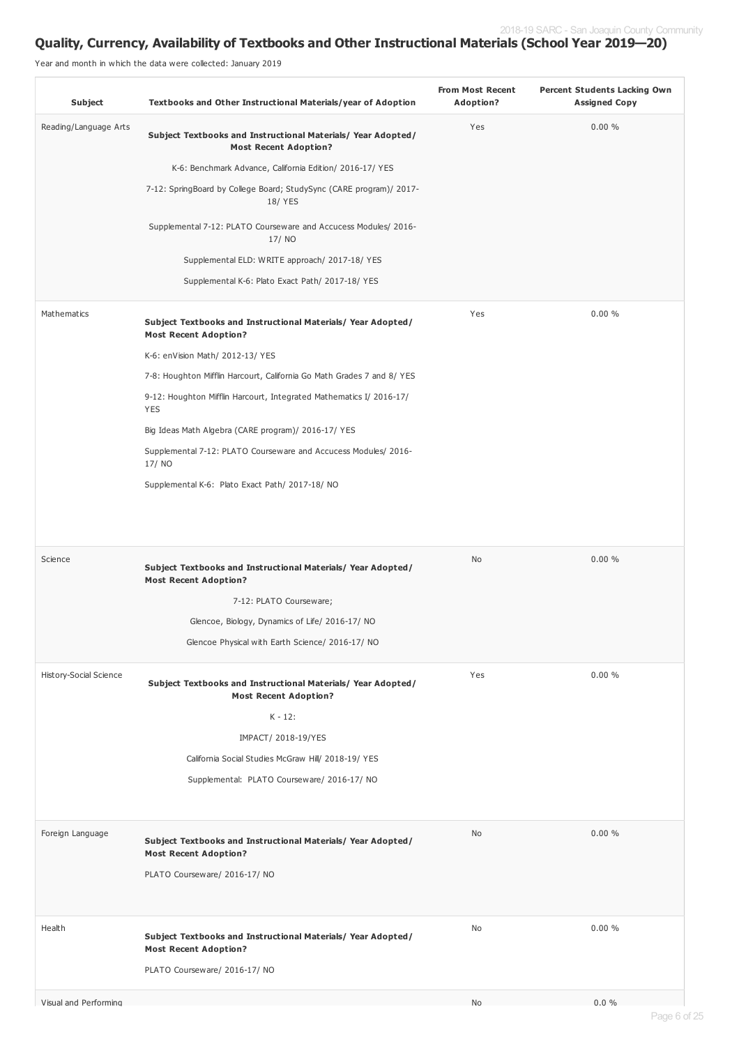## Quality, Currency, Availability of Textbooks and Other Instructional Materials (School Year 2019—20)

Year and month in which the data were collected: January 2019

| Subject | Textbooks and Other Instructional Materials/year of Adoption | From Most Recent Adoption? | Percent Students Lacking Own Assigned Copy |
|---|---|---|---|
| Reading/Language Arts | **Subject Textbooks and Instructional Materials/ Year Adopted/ Most Recent Adoption?**<br>K-6: Benchmark Advance, California Edition/ 2016-17/ YES<br>7-12: SpringBoard by College Board; StudySync (CARE program)/ 2017-18/ YES<br>Supplemental 7-12: PLATO Courseware and Accucess Modules/ 2016-17/ NO<br>Supplemental ELD: WRITE approach/ 2017-18/ YES<br>Supplemental K-6: Plato Exact Path/ 2017-18/ YES | Yes | 0.00 % |
| Mathematics | **Subject Textbooks and Instructional Materials/ Year Adopted/ Most Recent Adoption?**<br>K-6: enVision Math/ 2012-13/ YES<br>7-8: Houghton Mifflin Harcourt, California Go Math Grades 7 and 8/ YES<br>9-12: Houghton Mifflin Harcourt, Integrated Mathematics I/ 2016-17/ YES<br>Big Ideas Math Algebra (CARE program)/ 2016-17/ YES<br>Supplemental 7-12: PLATO Courseware and Accucess Modules/ 2016-17/ NO<br>Supplemental K-6: Plato Exact Path/ 2017-18/ NO | Yes | 0.00 % |
| Science | **Subject Textbooks and Instructional Materials/ Year Adopted/ Most Recent Adoption?**<br>7-12: PLATO Courseware;<br>Glencoe, Biology, Dynamics of Life/ 2016-17/ NO<br>Glencoe Physical with Earth Science/ 2016-17/ NO | No | 0.00 % |
| History-Social Science | **Subject Textbooks and Instructional Materials/ Year Adopted/ Most Recent Adoption?**<br>K - 12:<br>IMPACT/ 2018-19/YES<br>California Social Studies McGraw Hill/ 2018-19/ YES<br>Supplemental: PLATO Courseware/ 2016-17/ NO | Yes | 0.00 % |
| Foreign Language | **Subject Textbooks and Instructional Materials/ Year Adopted/ Most Recent Adoption?**<br>PLATO Courseware/ 2016-17/ NO | No | 0.00 % |
| Health | **Subject Textbooks and Instructional Materials/ Year Adopted/ Most Recent Adoption?**<br>PLATO Courseware/ 2016-17/ NO | No | 0.00 % |
| Visual and Performing | | No | 0.0 % |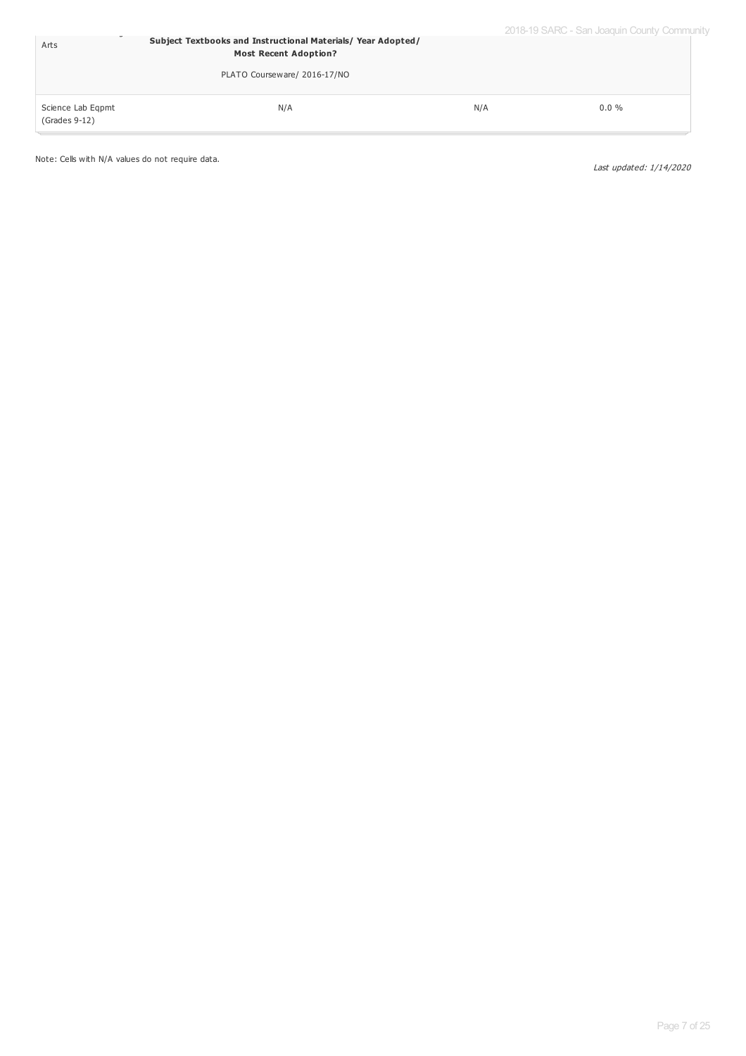| Arts | Subject Textbooks and Instructional Materials/ Year Adopted/ Most Recent Adoption? | | |
|---|---|---|---|
| | PLATO Courseware/ 2016-17/NO | | |
| Science Lab Eqpmt (Grades 9-12) | N/A | N/A | 0.0 % |

Note: Cells with N/A values do not require data.

*Last updated: 1/14/2020*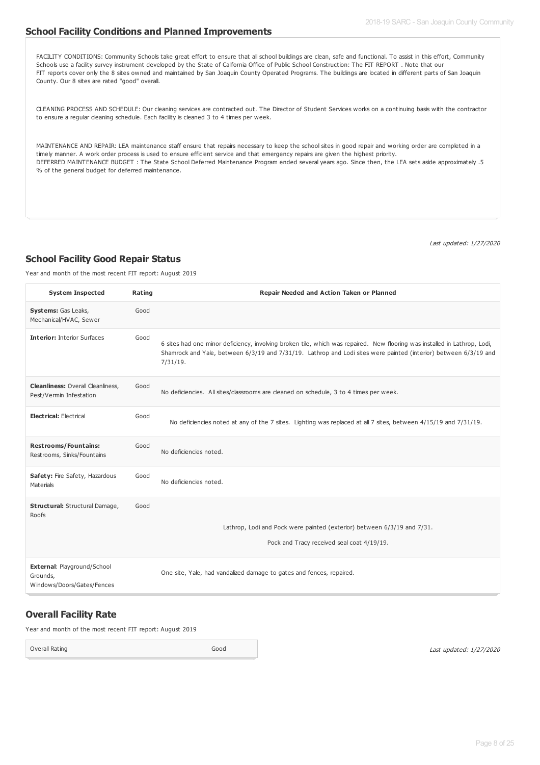## School Facility Conditions and Planned Improvements

FACILITY CONDITIONS: Community Schools take great effort to ensure that all school buildings are clean, safe and functional. To assist in this effort, Community Schools use a facility survey instrument developed by the State of California Office of Public School Construction: The FIT REPORT . Note that our FIT reports cover only the 8 sites owned and maintained by San Joaquin County Operated Programs. The buildings are located in different parts of San Joaquin County. Our 8 sites are rated "good" overall.

CLEANING PROCESS AND SCHEDULE: Our cleaning services are contracted out. The Director of Student Services works on a continuing basis with the contractor to ensure a regular cleaning schedule. Each facility is cleaned 3 to 4 times per week.

MAINTENANCE AND REPAIR: LEA maintenance staff ensure that repairs necessary to keep the school sites in good repair and working order are completed in a timely manner. A work order process is used to ensure efficient service and that emergency repairs are given the highest priority.
DEFERRED MAINTENANCE BUDGET : The State School Deferred Maintenance Program ended several years ago. Since then, the LEA sets aside approximately .5 % of the general budget for deferred maintenance.

*Last updated: 1/27/2020*

## School Facility Good Repair Status

Year and month of the most recent FIT report: August 2019

| System Inspected | Rating | Repair Needed and Action Taken or Planned |
|---|---|---|
| **Systems:** Gas Leaks, Mechanical/HVAC, Sewer | Good | |
| **Interior:** Interior Surfaces | Good | 6 sites had one minor deficiency, involving broken tile, which was repaired. New flooring was installed in Lathrop, Lodi, Shamrock and Yale, between 6/3/19 and 7/31/19. Lathrop and Lodi sites were painted (interior) between 6/3/19 and 7/31/19. |
| **Cleanliness:** Overall Cleanliness, Pest/Vermin Infestation | Good | No deficiencies. All sites/classrooms are cleaned on schedule, 3 to 4 times per week. |
| **Electrical:** Electrical | Good | No deficiencies noted at any of the 7 sites. Lighting was replaced at all 7 sites, between 4/15/19 and 7/31/19. |
| **Restrooms/Fountains:** Restrooms, Sinks/Fountains | Good | No deficiencies noted. |
| **Safety:** Fire Safety, Hazardous Materials | Good | No deficiencies noted. |
| **Structural:** Structural Damage, Roofs | Good | Lathrop, Lodi and Pock were painted (exterior) between 6/3/19 and 7/31. Pock and Tracy received seal coat 4/19/19. |
| **External**: Playground/School Grounds, Windows/Doors/Gates/Fences | | One site, Yale, had vandalized damage to gates and fences, repaired. |

## Overall Facility Rate

Year and month of the most recent FIT report: August 2019

| Overall Rating | Good |
|---|---|

*Last updated: 1/27/2020*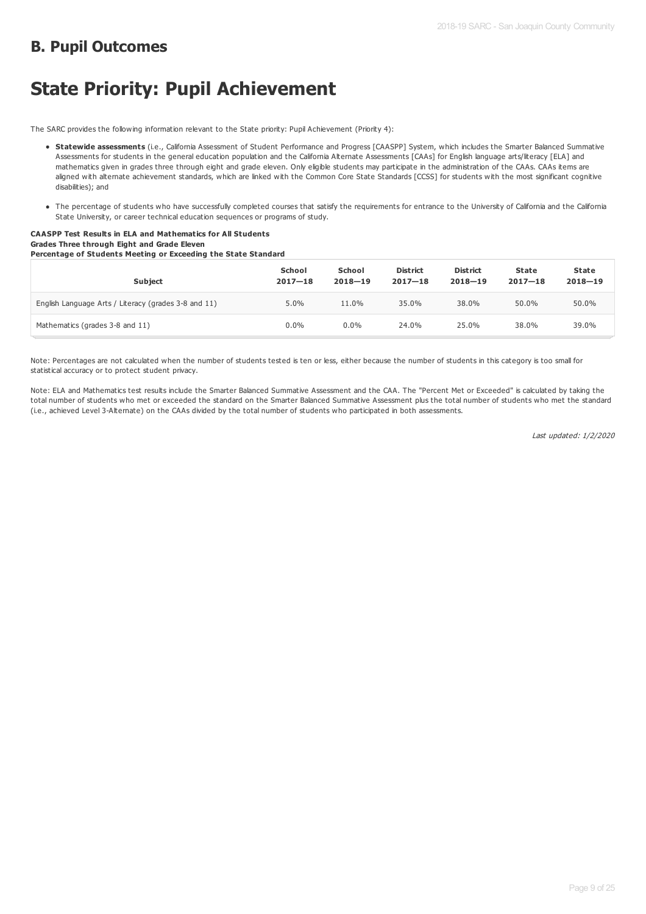## B. Pupil Outcomes

# State Priority: Pupil Achievement

The SARC provides the following information relevant to the State priority: Pupil Achievement (Priority 4):

- **Statewide assessments** (i.e., California Assessment of Student Performance and Progress [CAASPP] System, which includes the Smarter Balanced Summative Assessments for students in the general education population and the California Alternate Assessments [CAAs] for English language arts/literacy [ELA] and mathematics given in grades three through eight and grade eleven. Only eligible students may participate in the administration of the CAAs. CAAs items are aligned with alternate achievement standards, which are linked with the Common Core State Standards [CCSS] for students with the most significant cognitive disabilities); and
- The percentage of students who have successfully completed courses that satisfy the requirements for entrance to the University of California and the California State University, or career technical education sequences or programs of study.

**CAASPP Test Results in ELA and Mathematics for All Students**
**Grades Three through Eight and Grade Eleven**
**Percentage of Students Meeting or Exceeding the State Standard**

| Subject | School 2017—18 | School 2018—19 | District 2017—18 | District 2018—19 | State 2017—18 | State 2018—19 |
|---|---|---|---|---|---|---|
| English Language Arts / Literacy (grades 3-8 and 11) | 5.0% | 11.0% | 35.0% | 38.0% | 50.0% | 50.0% |
| Mathematics (grades 3-8 and 11) | 0.0% | 0.0% | 24.0% | 25.0% | 38.0% | 39.0% |

Note: Percentages are not calculated when the number of students tested is ten or less, either because the number of students in this category is too small for statistical accuracy or to protect student privacy.

Note: ELA and Mathematics test results include the Smarter Balanced Summative Assessment and the CAA. The "Percent Met or Exceeded" is calculated by taking the total number of students who met or exceeded the standard on the Smarter Balanced Summative Assessment plus the total number of students who met the standard (i.e., achieved Level 3-Alternate) on the CAAs divided by the total number of students who participated in both assessments.

*Last updated: 1/2/2020*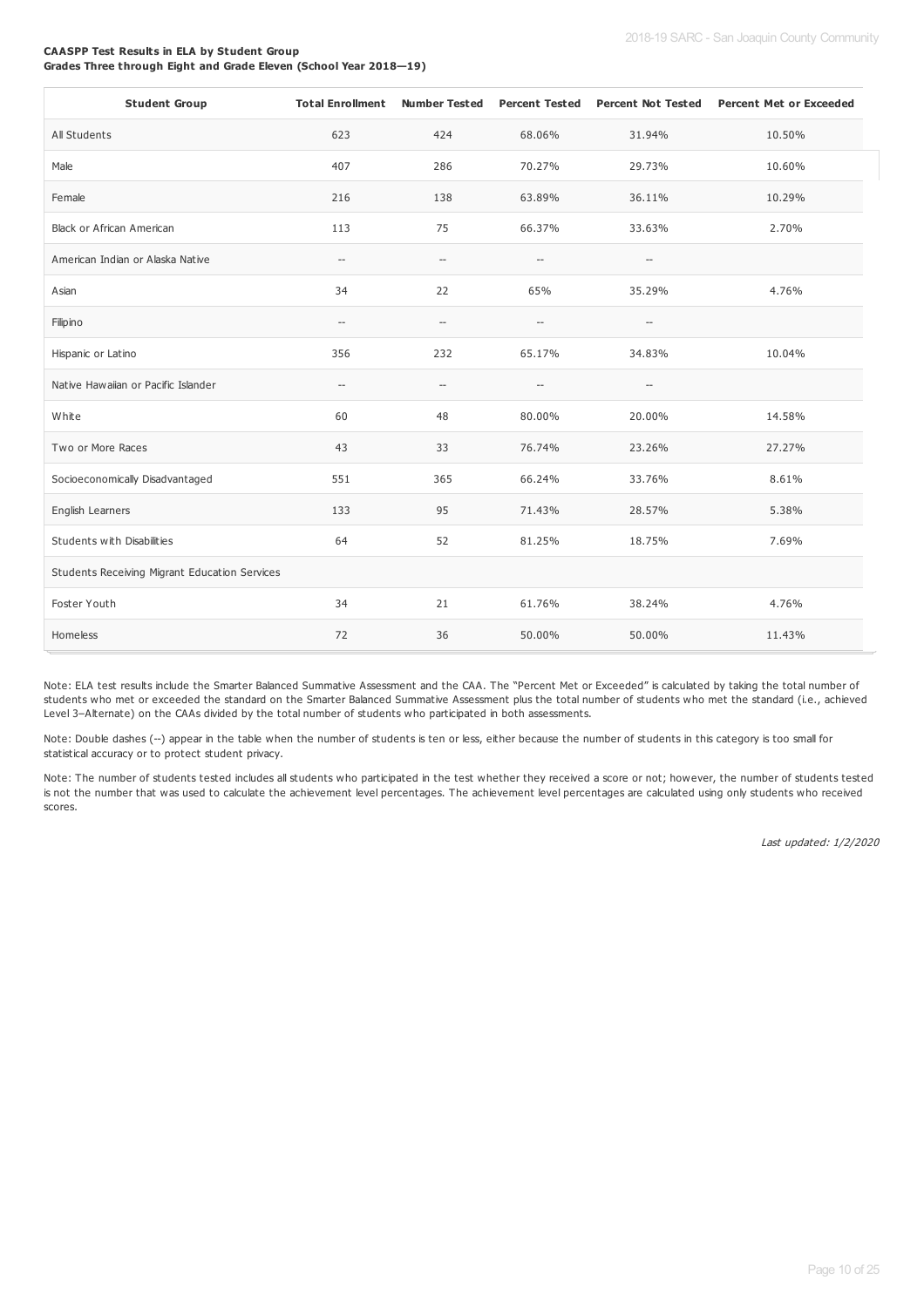**CAASPP Test Results in ELA by Student Group**
**Grades Three through Eight and Grade Eleven (School Year 2018—19)**

| Student Group | Total Enrollment | Number Tested | Percent Tested | Percent Not Tested | Percent Met or Exceeded |
|---|---|---|---|---|---|
| All Students | 623 | 424 | 68.06% | 31.94% | 10.50% |
| Male | 407 | 286 | 70.27% | 29.73% | 10.60% |
| Female | 216 | 138 | 63.89% | 36.11% | 10.29% |
| Black or African American | 113 | 75 | 66.37% | 33.63% | 2.70% |
| American Indian or Alaska Native | -- | -- | -- | -- | |
| Asian | 34 | 22 | 65% | 35.29% | 4.76% |
| Filipino | -- | -- | -- | -- | |
| Hispanic or Latino | 356 | 232 | 65.17% | 34.83% | 10.04% |
| Native Hawaiian or Pacific Islander | -- | -- | -- | -- | |
| White | 60 | 48 | 80.00% | 20.00% | 14.58% |
| Two or More Races | 43 | 33 | 76.74% | 23.26% | 27.27% |
| Socioeconomically Disadvantaged | 551 | 365 | 66.24% | 33.76% | 8.61% |
| English Learners | 133 | 95 | 71.43% | 28.57% | 5.38% |
| Students with Disabilities | 64 | 52 | 81.25% | 18.75% | 7.69% |
| Students Receiving Migrant Education Services | | | | | |
| Foster Youth | 34 | 21 | 61.76% | 38.24% | 4.76% |
| Homeless | 72 | 36 | 50.00% | 50.00% | 11.43% |

Note: ELA test results include the Smarter Balanced Summative Assessment and the CAA. The "Percent Met or Exceeded" is calculated by taking the total number of students who met or exceeded the standard on the Smarter Balanced Summative Assessment plus the total number of students who met the standard (i.e., achieved Level 3–Alternate) on the CAAs divided by the total number of students who participated in both assessments.

Note: Double dashes (--) appear in the table when the number of students is ten or less, either because the number of students in this category is too small for statistical accuracy or to protect student privacy.

Note: The number of students tested includes all students who participated in the test whether they received a score or not; however, the number of students tested is not the number that was used to calculate the achievement level percentages. The achievement level percentages are calculated using only students who received scores.

*Last updated: 1/2/2020*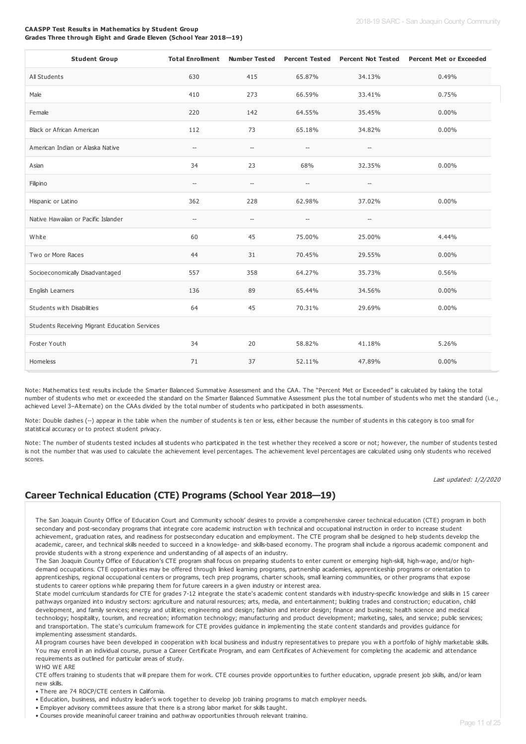**CAASPP Test Results in Mathematics by Student Group**
**Grades Three through Eight and Grade Eleven (School Year 2018—19)**

| Student Group | Total Enrollment | Number Tested | Percent Tested | Percent Not Tested | Percent Met or Exceeded |
|---|---|---|---|---|---|
| All Students | 630 | 415 | 65.87% | 34.13% | 0.49% |
| Male | 410 | 273 | 66.59% | 33.41% | 0.75% |
| Female | 220 | 142 | 64.55% | 35.45% | 0.00% |
| Black or African American | 112 | 73 | 65.18% | 34.82% | 0.00% |
| American Indian or Alaska Native | -- | -- | -- | -- | |
| Asian | 34 | 23 | 68% | 32.35% | 0.00% |
| Filipino | -- | -- | -- | -- | |
| Hispanic or Latino | 362 | 228 | 62.98% | 37.02% | 0.00% |
| Native Hawaiian or Pacific Islander | -- | -- | -- | -- | |
| White | 60 | 45 | 75.00% | 25.00% | 4.44% |
| Two or More Races | 44 | 31 | 70.45% | 29.55% | 0.00% |
| Socioeconomically Disadvantaged | 557 | 358 | 64.27% | 35.73% | 0.56% |
| English Learners | 136 | 89 | 65.44% | 34.56% | 0.00% |
| Students with Disabilities | 64 | 45 | 70.31% | 29.69% | 0.00% |
| Students Receiving Migrant Education Services | | | | | |
| Foster Youth | 34 | 20 | 58.82% | 41.18% | 5.26% |
| Homeless | 71 | 37 | 52.11% | 47.89% | 0.00% |

Note: Mathematics test results include the Smarter Balanced Summative Assessment and the CAA. The "Percent Met or Exceeded" is calculated by taking the total number of students who met or exceeded the standard on the Smarter Balanced Summative Assessment plus the total number of students who met the standard (i.e., achieved Level 3–Alternate) on the CAAs divided by the total number of students who participated in both assessments.

Note: Double dashes (--) appear in the table when the number of students is ten or less, either because the number of students in this category is too small for statistical accuracy or to protect student privacy.

Note: The number of students tested includes all students who participated in the test whether they received a score or not; however, the number of students tested is not the number that was used to calculate the achievement level percentages. The achievement level percentages are calculated using only students who received scores.

*Last updated: 1/2/2020*

## Career Technical Education (CTE) Programs (School Year 2018—19)

The San Joaquin County Office of Education Court and Community schools' desires to provide a comprehensive career technical education (CTE) program in both secondary and post-secondary programs that integrate core academic instruction with technical and occupational instruction in order to increase student achievement, graduation rates, and readiness for postsecondary education and employment. The CTE program shall be designed to help students develop the academic, career, and technical skills needed to succeed in a knowledge- and skills-based economy. The program shall include a rigorous academic component and provide students with a strong experience and understanding of all aspects of an industry.

The San Joaquin County Office of Education's CTE program shall focus on preparing students to enter current or emerging high-skill, high-wage, and/or high-demand occupations. CTE opportunities may be offered through linked learning programs, partnership academies, apprenticeship programs or orientation to apprenticeships, regional occupational centers or programs, tech prep programs, charter schools, small learning communities, or other programs that expose students to career options while preparing them for future careers in a given industry or interest area.

State model curriculum standards for CTE for grades 7-12 integrate the state's academic content standards with industry-specific knowledge and skills in 15 career pathways organized into industry sectors: agriculture and natural resources; arts, media, and entertainment; building trades and construction; education, child development, and family services; energy and utilities; engineering and design; fashion and interior design; finance and business; health science and medical technology; hospitality, tourism, and recreation; information technology; manufacturing and product development; marketing, sales, and service; public services; and transportation. The state's curriculum framework for CTE provides guidance in implementing the state content standards and provides guidance for implementing assessment standards.

All program courses have been developed in cooperation with local business and industry representatives to prepare you with a portfolio of highly marketable skills. You may enroll in an individual course, pursue a Career Certificate Program, and earn Certificates of Achievement for completing the academic and attendance requirements as outlined for particular areas of study.

WHO WE ARE

CTE offers training to students that will prepare them for work. CTE courses provide opportunities to further education, upgrade present job skills, and/or learn new skills.

- There are 74 ROCP/CTE centers in California.
- Education, business, and industry leader's work together to develop job training programs to match employer needs.
- Employer advisory committees assure that there is a strong labor market for skills taught.
- Courses provide meaningful career training and pathway opportunities through relevant training.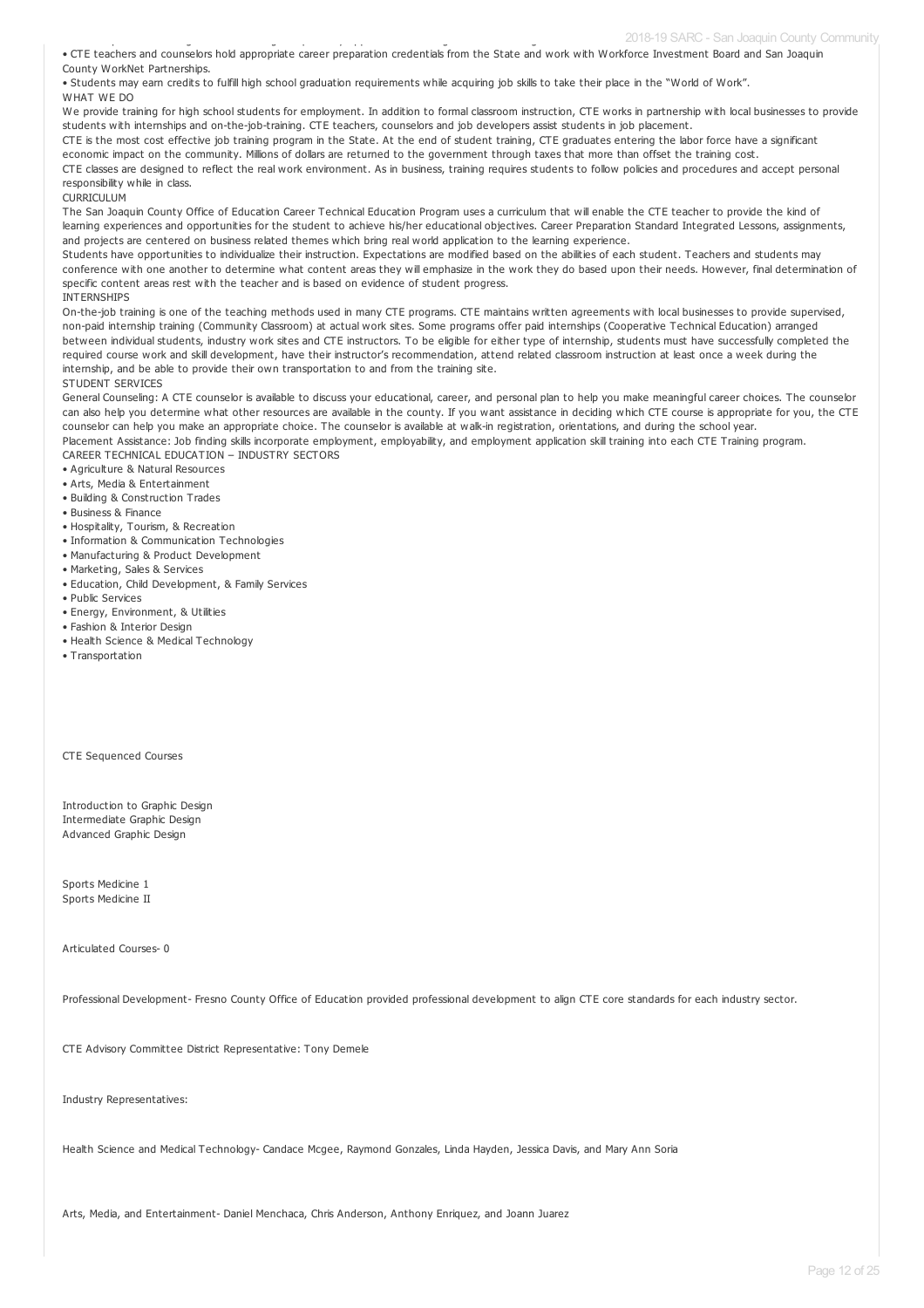• CTE teachers and counselors hold appropriate career preparation credentials from the State and work with Workforce Investment Board and San Joaquin County WorkNet Partnerships.

• Students may earn credits to fulfill high school graduation requirements while acquiring job skills to take their place in the "World of Work".

WHAT WE DO

We provide training for high school students for employment. In addition to formal classroom instruction, CTE works in partnership with local businesses to provide students with internships and on-the-job-training. CTE teachers, counselors and job developers assist students in job placement.

CTE is the most cost effective job training program in the State. At the end of student training, CTE graduates entering the labor force have a significant economic impact on the community. Millions of dollars are returned to the government through taxes that more than offset the training cost.

CTE classes are designed to reflect the real work environment. As in business, training requires students to follow policies and procedures and accept personal responsibility while in class.

CURRICULUM

The San Joaquin County Office of Education Career Technical Education Program uses a curriculum that will enable the CTE teacher to provide the kind of learning experiences and opportunities for the student to achieve his/her educational objectives. Career Preparation Standard Integrated Lessons, assignments, and projects are centered on business related themes which bring real world application to the learning experience.

Students have opportunities to individualize their instruction. Expectations are modified based on the abilities of each student. Teachers and students may conference with one another to determine what content areas they will emphasize in the work they do based upon their needs. However, final determination of specific content areas rest with the teacher and is based on evidence of student progress.

INTERNSHIPS

On-the-job training is one of the teaching methods used in many CTE programs. CTE maintains written agreements with local businesses to provide supervised, non-paid internship training (Community Classroom) at actual work sites. Some programs offer paid internships (Cooperative Technical Education) arranged between individual students, industry work sites and CTE instructors. To be eligible for either type of internship, students must have successfully completed the required course work and skill development, have their instructor's recommendation, attend related classroom instruction at least once a week during the internship, and be able to provide their own transportation to and from the training site.

STUDENT SERVICES

General Counseling: A CTE counselor is available to discuss your educational, career, and personal plan to help you make meaningful career choices. The counselor can also help you determine what other resources are available in the county. If you want assistance in deciding which CTE course is appropriate for you, the CTE counselor can help you make an appropriate choice. The counselor is available at walk-in registration, orientations, and during the school year.

Placement Assistance: Job finding skills incorporate employment, employability, and employment application skill training into each CTE Training program.

CAREER TECHNICAL EDUCATION – INDUSTRY SECTORS

• Agriculture & Natural Resources
• Arts, Media & Entertainment
• Building & Construction Trades
• Business & Finance
• Hospitality, Tourism, & Recreation
• Information & Communication Technologies
• Manufacturing & Product Development
• Marketing, Sales & Services
• Education, Child Development, & Family Services
• Public Services
• Energy, Environment, & Utilities
• Fashion & Interior Design
• Health Science & Medical Technology
• Transportation

CTE Sequenced Courses

Introduction to Graphic Design
Intermediate Graphic Design
Advanced Graphic Design

Sports Medicine 1
Sports Medicine II

Articulated Courses- 0

Professional Development- Fresno County Office of Education provided professional development to align CTE core standards for each industry sector.

CTE Advisory Committee District Representative: Tony Demele

Industry Representatives:

Health Science and Medical Technology- Candace Mcgee, Raymond Gonzales, Linda Hayden, Jessica Davis, and Mary Ann Soria

Arts, Media, and Entertainment- Daniel Menchaca, Chris Anderson, Anthony Enriquez, and Joann Juarez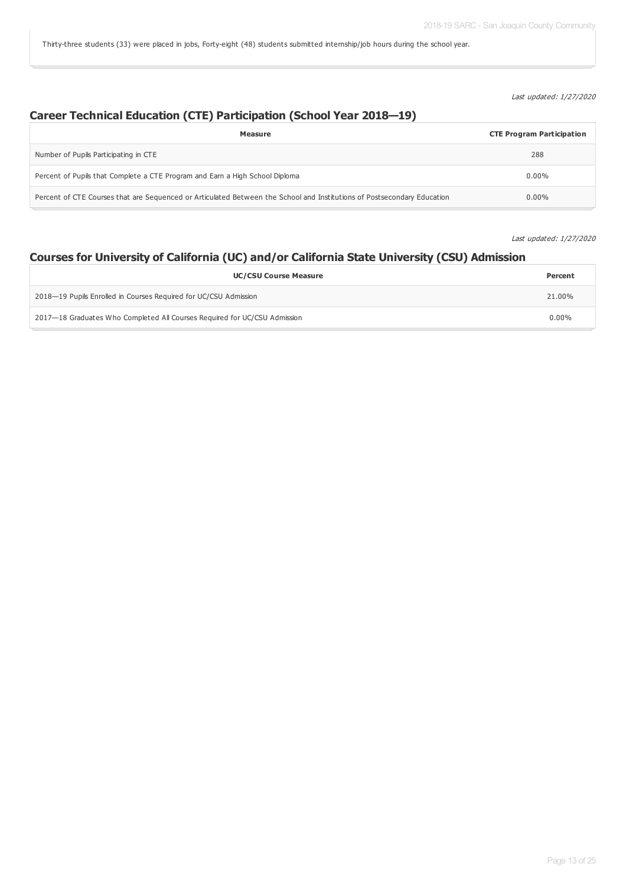Thirty-three students (33) were placed in jobs, Forty-eight (48) students submitted internship/job hours during the school year.

*Last updated: 1/27/2020*

## Career Technical Education (CTE) Participation (School Year 2018—19)

| Measure | CTE Program Participation |
| --- | --- |
| Number of Pupils Participating in CTE | 288 |
| Percent of Pupils that Complete a CTE Program and Earn a High School Diploma | 0.00% |
| Percent of CTE Courses that are Sequenced or Articulated Between the School and Institutions of Postsecondary Education | 0.00% |

*Last updated: 1/27/2020*

## Courses for University of California (UC) and/or California State University (CSU) Admission

| UC/CSU Course Measure | Percent |
| --- | --- |
| 2018—19 Pupils Enrolled in Courses Required for UC/CSU Admission | 21.00% |
| 2017—18 Graduates Who Completed All Courses Required for UC/CSU Admission | 0.00% |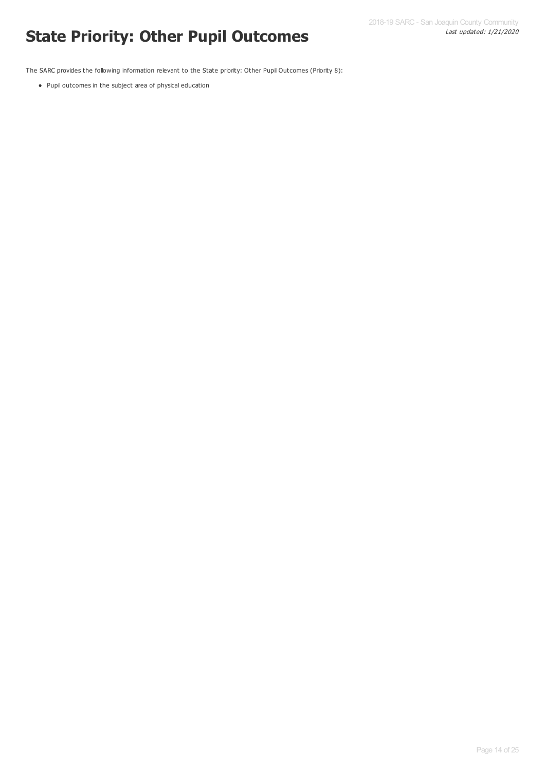# State Priority: Other Pupil Outcomes

The SARC provides the following information relevant to the State priority: Other Pupil Outcomes (Priority 8):

- Pupil outcomes in the subject area of physical education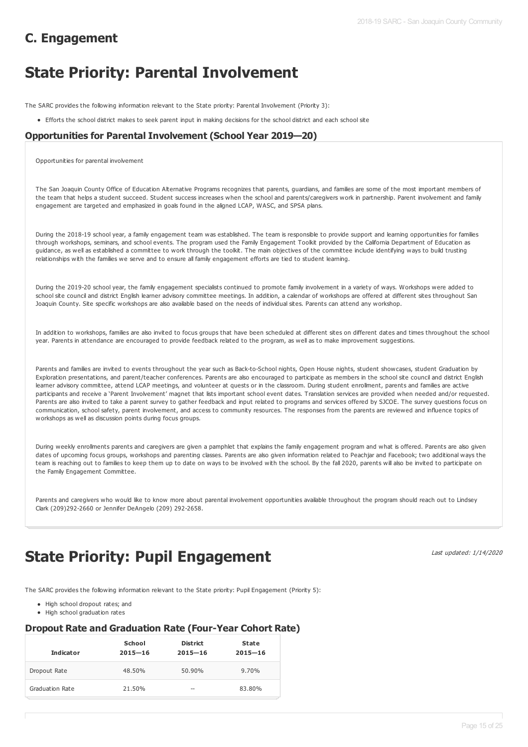## C. Engagement

# State Priority: Parental Involvement

The SARC provides the following information relevant to the State priority: Parental Involvement (Priority 3):

- Efforts the school district makes to seek parent input in making decisions for the school district and each school site

### Opportunities for Parental Involvement (School Year 2019—20)

Opportunities for parental involvement

The San Joaquin County Office of Education Alternative Programs recognizes that parents, guardians, and families are some of the most important members of the team that helps a student succeed. Student success increases when the school and parents/caregivers work in partnership. Parent involvement and family engagement are targeted and emphasized in goals found in the aligned LCAP, WASC, and SPSA plans.

During the 2018-19 school year, a family engagement team was established. The team is responsible to provide support and learning opportunities for families through workshops, seminars, and school events. The program used the Family Engagement Toolkit provided by the California Department of Education as guidance, as well as established a committee to work through the toolkit. The main objectives of the committee include identifying ways to build trusting relationships with the families we serve and to ensure all family engagement efforts are tied to student learning.

During the 2019-20 school year, the family engagement specialists continued to promote family involvement in a variety of ways. Workshops were added to school site council and district English learner advisory committee meetings. In addition, a calendar of workshops are offered at different sites throughout San Joaquin County. Site specific workshops are also available based on the needs of individual sites. Parents can attend any workshop.

In addition to workshops, families are also invited to focus groups that have been scheduled at different sites on different dates and times throughout the school year. Parents in attendance are encouraged to provide feedback related to the program, as well as to make improvement suggestions.

Parents and families are invited to events throughout the year such as Back-to-School nights, Open House nights, student showcases, student Graduation by Exploration presentations, and parent/teacher conferences. Parents are also encouraged to participate as members in the school site council and district English learner advisory committee, attend LCAP meetings, and volunteer at quests or in the classroom. During student enrollment, parents and families are active participants and receive a 'Parent Involvement' magnet that lists important school event dates. Translation services are provided when needed and/or requested. Parents are also invited to take a parent survey to gather feedback and input related to programs and services offered by SJCOE. The survey questions focus on communication, school safety, parent involvement, and access to community resources. The responses from the parents are reviewed and influence topics of workshops as well as discussion points during focus groups.

During weekly enrollments parents and caregivers are given a pamphlet that explains the family engagement program and what is offered. Parents are also given dates of upcoming focus groups, workshops and parenting classes. Parents are also given information related to Peachjar and Facebook; two additional ways the team is reaching out to families to keep them up to date on ways to be involved with the school. By the fall 2020, parents will also be invited to participate on the Family Engagement Committee.

Parents and caregivers who would like to know more about parental involvement opportunities available throughout the program should reach out to Lindsey Clark (209)292-2660 or Jennifer DeAngelo (209) 292-2658.

# State Priority: Pupil Engagement

*Last updated: 1/14/2020*

The SARC provides the following information relevant to the State priority: Pupil Engagement (Priority 5):

- High school dropout rates; and
- High school graduation rates

### Dropout Rate and Graduation Rate (Four-Year Cohort Rate)

| Indicator | School 2015—16 | District 2015—16 | State 2015—16 |
|---|---|---|---|
| Dropout Rate | 48.50% | 50.90% | 9.70% |
| Graduation Rate | 21.50% | -- | 83.80% |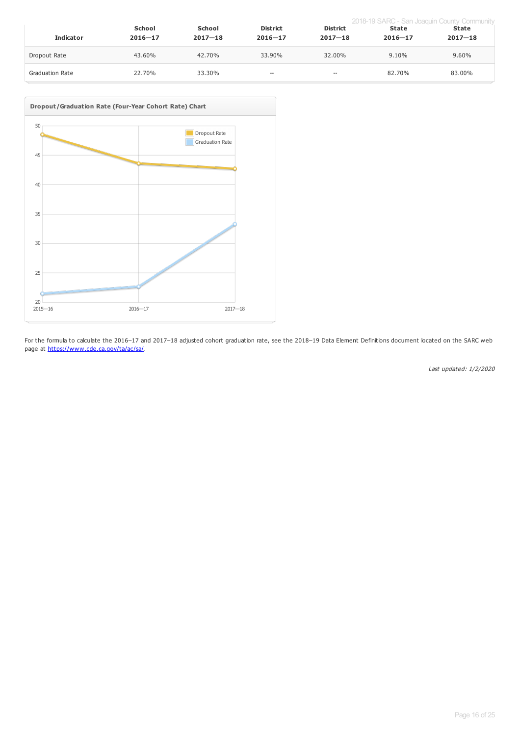| Indicator | School 2016—17 | School 2017—18 | District 2016—17 | District 2017—18 | State 2016—17 | State 2017—18 |
|---|---|---|---|---|---|---|
| Dropout Rate | 43.60% | 42.70% | 33.90% | 32.00% | 9.10% | 9.60% |
| Graduation Rate | 22.70% | 33.30% | -- | -- | 82.70% | 83.00% |

**Dropout/Graduation Rate (Four-Year Cohort Rate) Chart**

For the formula to calculate the 2016–17 and 2017–18 adjusted cohort graduation rate, see the 2018–19 Data Element Definitions document located on the SARC web page at https://www.cde.ca.gov/ta/ac/sa/.

*Last updated: 1/2/2020*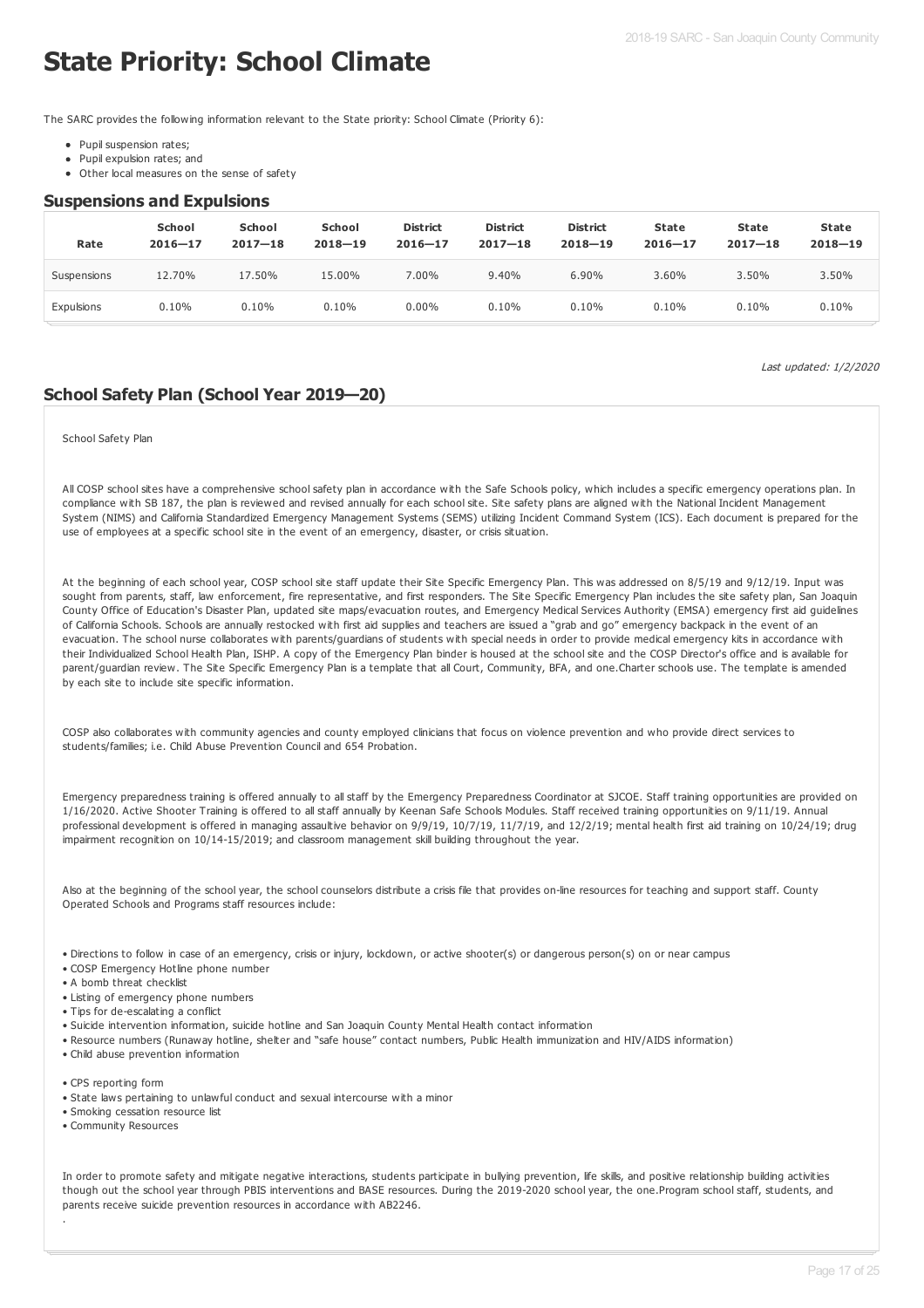# State Priority: School Climate

The SARC provides the following information relevant to the State priority: School Climate (Priority 6):

- Pupil suspension rates;
- Pupil expulsion rates; and
- Other local measures on the sense of safety

## Suspensions and Expulsions

| Rate | School 2016—17 | School 2017—18 | School 2018—19 | District 2016—17 | District 2017—18 | District 2018—19 | State 2016—17 | State 2017—18 | State 2018—19 |
|---|---|---|---|---|---|---|---|---|---|
| Suspensions | 12.70% | 17.50% | 15.00% | 7.00% | 9.40% | 6.90% | 3.60% | 3.50% | 3.50% |
| Expulsions | 0.10% | 0.10% | 0.10% | 0.00% | 0.10% | 0.10% | 0.10% | 0.10% | 0.10% |

*Last updated: 1/2/2020*

## School Safety Plan (School Year 2019—20)

School Safety Plan

All COSP school sites have a comprehensive school safety plan in accordance with the Safe Schools policy, which includes a specific emergency operations plan. In compliance with SB 187, the plan is reviewed and revised annually for each school site. Site safety plans are aligned with the National Incident Management System (NIMS) and California Standardized Emergency Management Systems (SEMS) utilizing Incident Command System (ICS). Each document is prepared for the use of employees at a specific school site in the event of an emergency, disaster, or crisis situation.

At the beginning of each school year, COSP school site staff update their Site Specific Emergency Plan. This was addressed on 8/5/19 and 9/12/19. Input was sought from parents, staff, law enforcement, fire representative, and first responders. The Site Specific Emergency Plan includes the site safety plan, San Joaquin County Office of Education's Disaster Plan, updated site maps/evacuation routes, and Emergency Medical Services Authority (EMSA) emergency first aid guidelines of California Schools. Schools are annually restocked with first aid supplies and teachers are issued a "grab and go" emergency backpack in the event of an evacuation. The school nurse collaborates with parents/guardians of students with special needs in order to provide medical emergency kits in accordance with their Individualized School Health Plan, ISHP. A copy of the Emergency Plan binder is housed at the school site and the COSP Director's office and is available for parent/guardian review. The Site Specific Emergency Plan is a template that all Court, Community, BFA, and one.Charter schools use. The template is amended by each site to include site specific information.

COSP also collaborates with community agencies and county employed clinicians that focus on violence prevention and who provide direct services to students/families; i.e. Child Abuse Prevention Council and 654 Probation.

Emergency preparedness training is offered annually to all staff by the Emergency Preparedness Coordinator at SJCOE. Staff training opportunities are provided on 1/16/2020. Active Shooter Training is offered to all staff annually by Keenan Safe Schools Modules. Staff received training opportunities on 9/11/19. Annual professional development is offered in managing assaultive behavior on 9/9/19, 10/7/19, 11/7/19, and 12/2/19; mental health first aid training on 10/24/19; drug impairment recognition on 10/14-15/2019; and classroom management skill building throughout the year.

Also at the beginning of the school year, the school counselors distribute a crisis file that provides on-line resources for teaching and support staff. County Operated Schools and Programs staff resources include:

- Directions to follow in case of an emergency, crisis or injury, lockdown, or active shooter(s) or dangerous person(s) on or near campus
- COSP Emergency Hotline phone number
- A bomb threat checklist
- Listing of emergency phone numbers
- Tips for de-escalating a conflict
- Suicide intervention information, suicide hotline and San Joaquin County Mental Health contact information
- Resource numbers (Runaway hotline, shelter and "safe house" contact numbers, Public Health immunization and HIV/AIDS information)
- Child abuse prevention information
- CPS reporting form
- State laws pertaining to unlawful conduct and sexual intercourse with a minor
- Smoking cessation resource list
- Community Resources

In order to promote safety and mitigate negative interactions, students participate in bullying prevention, life skills, and positive relationship building activities though out the school year through PBIS interventions and BASE resources. During the 2019-2020 school year, the one.Program school staff, students, and parents receive suicide prevention resources in accordance with AB2246.

.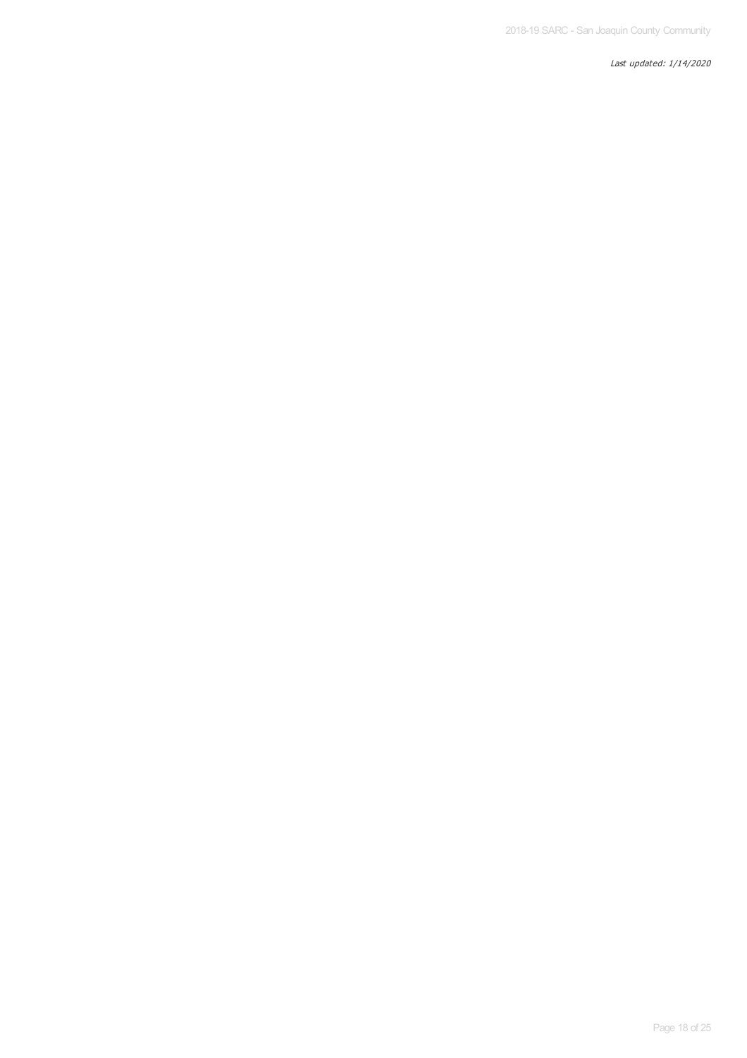*Last updated: 1/14/2020*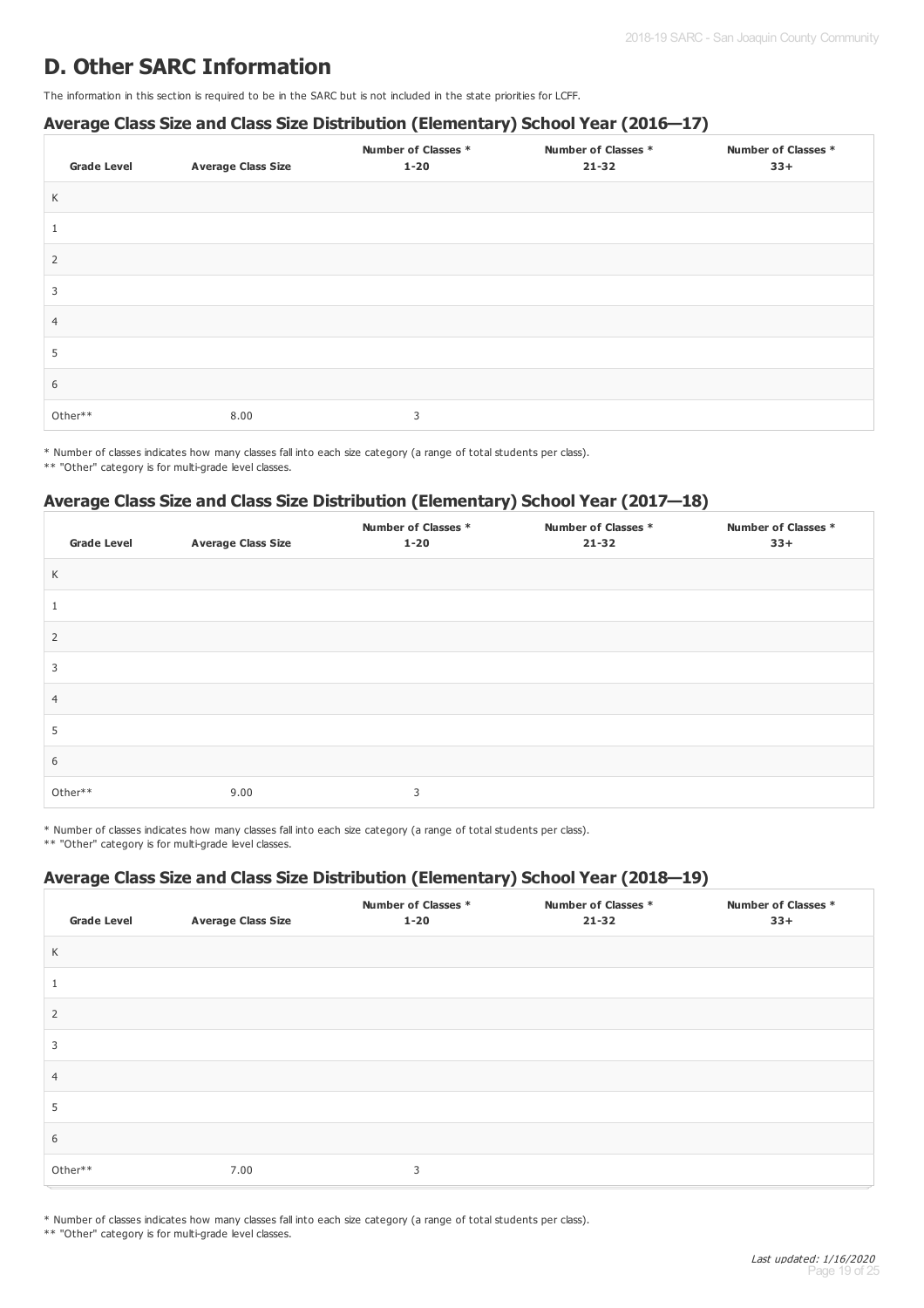# D. Other SARC Information

The information in this section is required to be in the SARC but is not included in the state priorities for LCFF.

### Average Class Size and Class Size Distribution (Elementary) School Year (2016—17)

| Grade Level | Average Class Size | Number of Classes * 1-20 | Number of Classes * 21-32 | Number of Classes * 33+ |
|---|---|---|---|---|
| K | | | | |
| 1 | | | | |
| 2 | | | | |
| 3 | | | | |
| 4 | | | | |
| 5 | | | | |
| 6 | | | | |
| Other** | 8.00 | 3 | | |

* Number of classes indicates how many classes fall into each size category (a range of total students per class).
** "Other" category is for multi-grade level classes.

### Average Class Size and Class Size Distribution (Elementary) School Year (2017—18)

| Grade Level | Average Class Size | Number of Classes * 1-20 | Number of Classes * 21-32 | Number of Classes * 33+ |
|---|---|---|---|---|
| K | | | | |
| 1 | | | | |
| 2 | | | | |
| 3 | | | | |
| 4 | | | | |
| 5 | | | | |
| 6 | | | | |
| Other** | 9.00 | 3 | | |

* Number of classes indicates how many classes fall into each size category (a range of total students per class).
** "Other" category is for multi-grade level classes.

### Average Class Size and Class Size Distribution (Elementary) School Year (2018—19)

| Grade Level | Average Class Size | Number of Classes * 1-20 | Number of Classes * 21-32 | Number of Classes * 33+ |
|---|---|---|---|---|
| K | | | | |
| 1 | | | | |
| 2 | | | | |
| 3 | | | | |
| 4 | | | | |
| 5 | | | | |
| 6 | | | | |
| Other** | 7.00 | 3 | | |

* Number of classes indicates how many classes fall into each size category (a range of total students per class).
** "Other" category is for multi-grade level classes.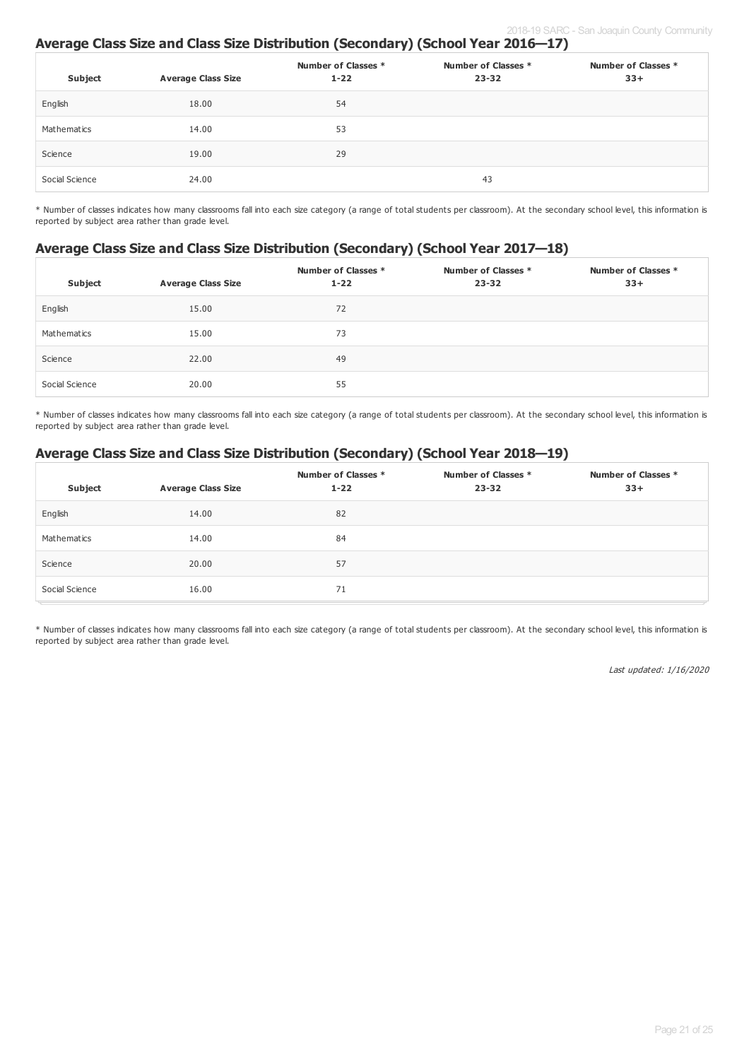## Average Class Size and Class Size Distribution (Secondary) (School Year 2016—17)

| Subject | Average Class Size | Number of Classes * 1-22 | Number of Classes * 23-32 | Number of Classes * 33+ |
|---|---|---|---|---|
| English | 18.00 | 54 | | |
| Mathematics | 14.00 | 53 | | |
| Science | 19.00 | 29 | | |
| Social Science | 24.00 | | 43 | |

* Number of classes indicates how many classrooms fall into each size category (a range of total students per classroom). At the secondary school level, this information is reported by subject area rather than grade level.

## Average Class Size and Class Size Distribution (Secondary) (School Year 2017—18)

| Subject | Average Class Size | Number of Classes * 1-22 | Number of Classes * 23-32 | Number of Classes * 33+ |
|---|---|---|---|---|
| English | 15.00 | 72 | | |
| Mathematics | 15.00 | 73 | | |
| Science | 22.00 | 49 | | |
| Social Science | 20.00 | 55 | | |

* Number of classes indicates how many classrooms fall into each size category (a range of total students per classroom). At the secondary school level, this information is reported by subject area rather than grade level.

## Average Class Size and Class Size Distribution (Secondary) (School Year 2018—19)

| Subject | Average Class Size | Number of Classes * 1-22 | Number of Classes * 23-32 | Number of Classes * 33+ |
|---|---|---|---|---|
| English | 14.00 | 82 | | |
| Mathematics | 14.00 | 84 | | |
| Science | 20.00 | 57 | | |
| Social Science | 16.00 | 71 | | |

* Number of classes indicates how many classrooms fall into each size category (a range of total students per classroom). At the secondary school level, this information is reported by subject area rather than grade level.

*Last updated: 1/16/2020*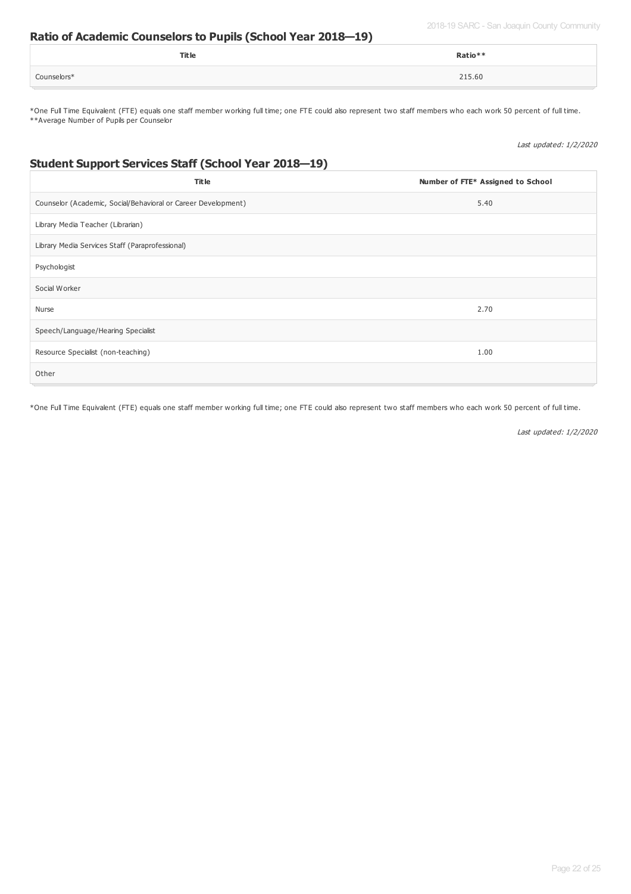## Ratio of Academic Counselors to Pupils (School Year 2018—19)

| Title | Ratio** |
| --- | --- |
| Counselors* | 215.60 |

*One Full Time Equivalent (FTE) equals one staff member working full time; one FTE could also represent two staff members who each work 50 percent of full time.
**Average Number of Pupils per Counselor

*Last updated: 1/2/2020*

## Student Support Services Staff (School Year 2018—19)

| Title | Number of FTE* Assigned to School |
| --- | --- |
| Counselor (Academic, Social/Behavioral or Career Development) | 5.40 |
| Library Media Teacher (Librarian) | |
| Library Media Services Staff (Paraprofessional) | |
| Psychologist | |
| Social Worker | |
| Nurse | 2.70 |
| Speech/Language/Hearing Specialist | |
| Resource Specialist (non-teaching) | 1.00 |
| Other | |

*One Full Time Equivalent (FTE) equals one staff member working full time; one FTE could also represent two staff members who each work 50 percent of full time.

*Last updated: 1/2/2020*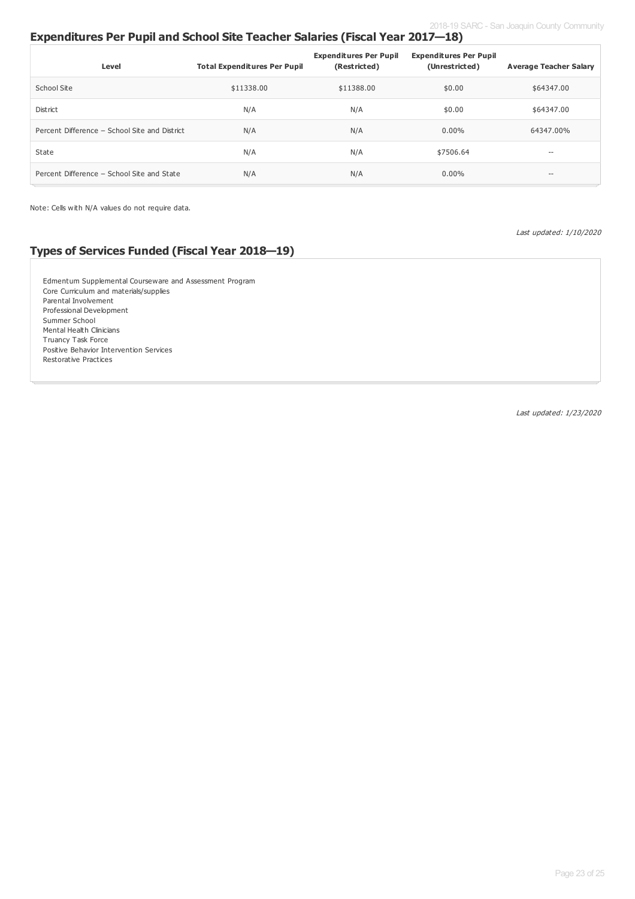## Expenditures Per Pupil and School Site Teacher Salaries (Fiscal Year 2017—18)

| Level | Total Expenditures Per Pupil | Expenditures Per Pupil (Restricted) | Expenditures Per Pupil (Unrestricted) | Average Teacher Salary |
|---|---|---|---|---|
| School Site | $11338.00 | $11388.00 | $0.00 | $64347.00 |
| District | N/A | N/A | $0.00 | $64347.00 |
| Percent Difference – School Site and District | N/A | N/A | 0.00% | 64347.00% |
| State | N/A | N/A | $7506.64 | -- |
| Percent Difference – School Site and State | N/A | N/A | 0.00% | -- |

Note: Cells with N/A values do not require data.

*Last updated: 1/10/2020*

## Types of Services Funded (Fiscal Year 2018—19)

Edmentum Supplemental Courseware and Assessment Program
Core Curriculum and materials/supplies
Parental Involvement
Professional Development
Summer School
Mental Health Clinicians
Truancy Task Force
Positive Behavior Intervention Services
Restorative Practices

*Last updated: 1/23/2020*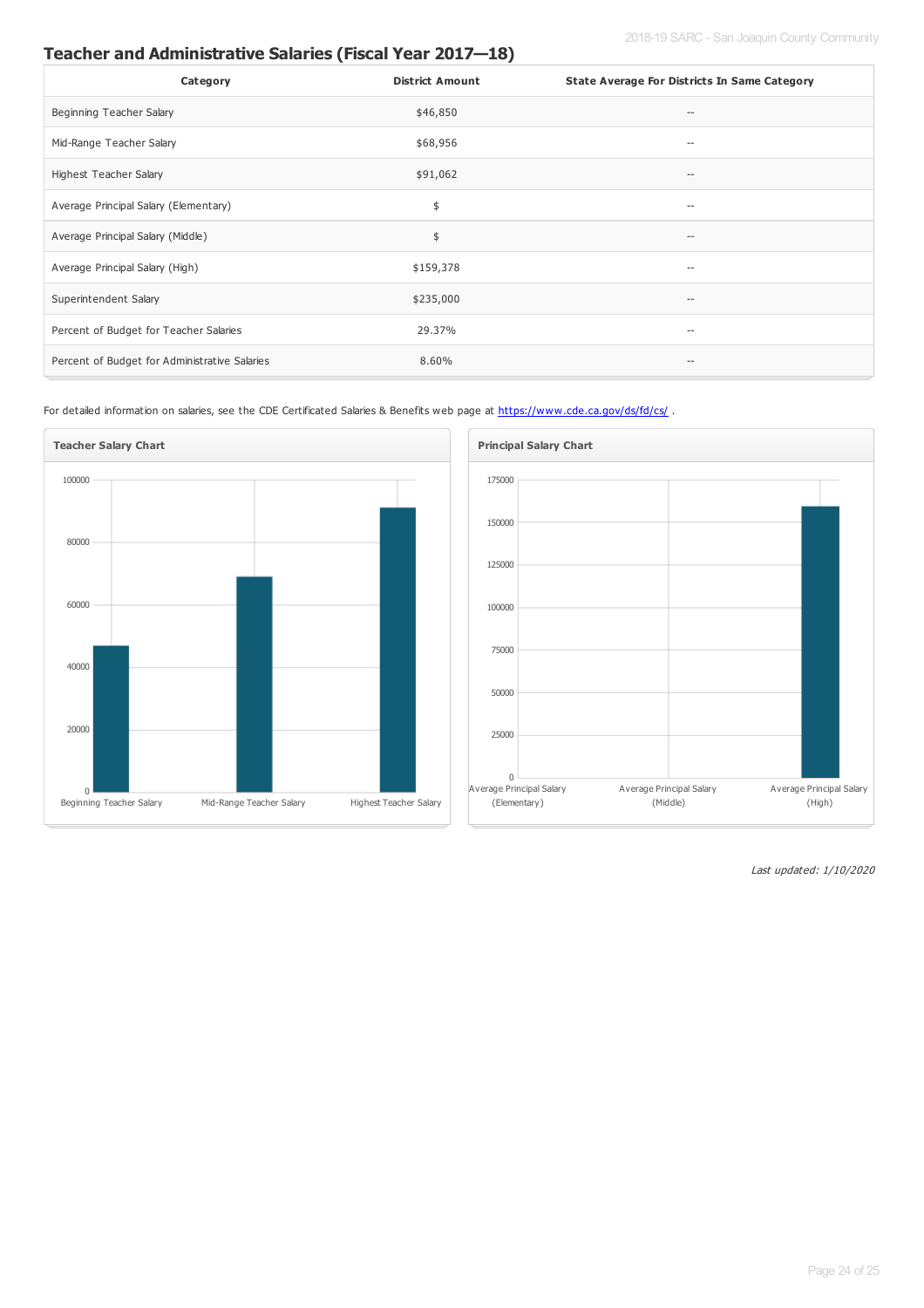## Teacher and Administrative Salaries (Fiscal Year 2017—18)

| Category | District Amount | State Average For Districts In Same Category |
| --- | --- | --- |
| Beginning Teacher Salary | $46,850 | -- |
| Mid-Range Teacher Salary | $68,956 | -- |
| Highest Teacher Salary | $91,062 | -- |
| Average Principal Salary (Elementary) | $ | -- |
| Average Principal Salary (Middle) | $ | -- |
| Average Principal Salary (High) | $159,378 | -- |
| Superintendent Salary | $235,000 | -- |
| Percent of Budget for Teacher Salaries | 29.37% | -- |
| Percent of Budget for Administrative Salaries | 8.60% | -- |

For detailed information on salaries, see the CDE Certificated Salaries & Benefits web page at https://www.cde.ca.gov/ds/fd/cs/ .

**Teacher Salary Chart**

**Principal Salary Chart**

*Last updated: 1/10/2020*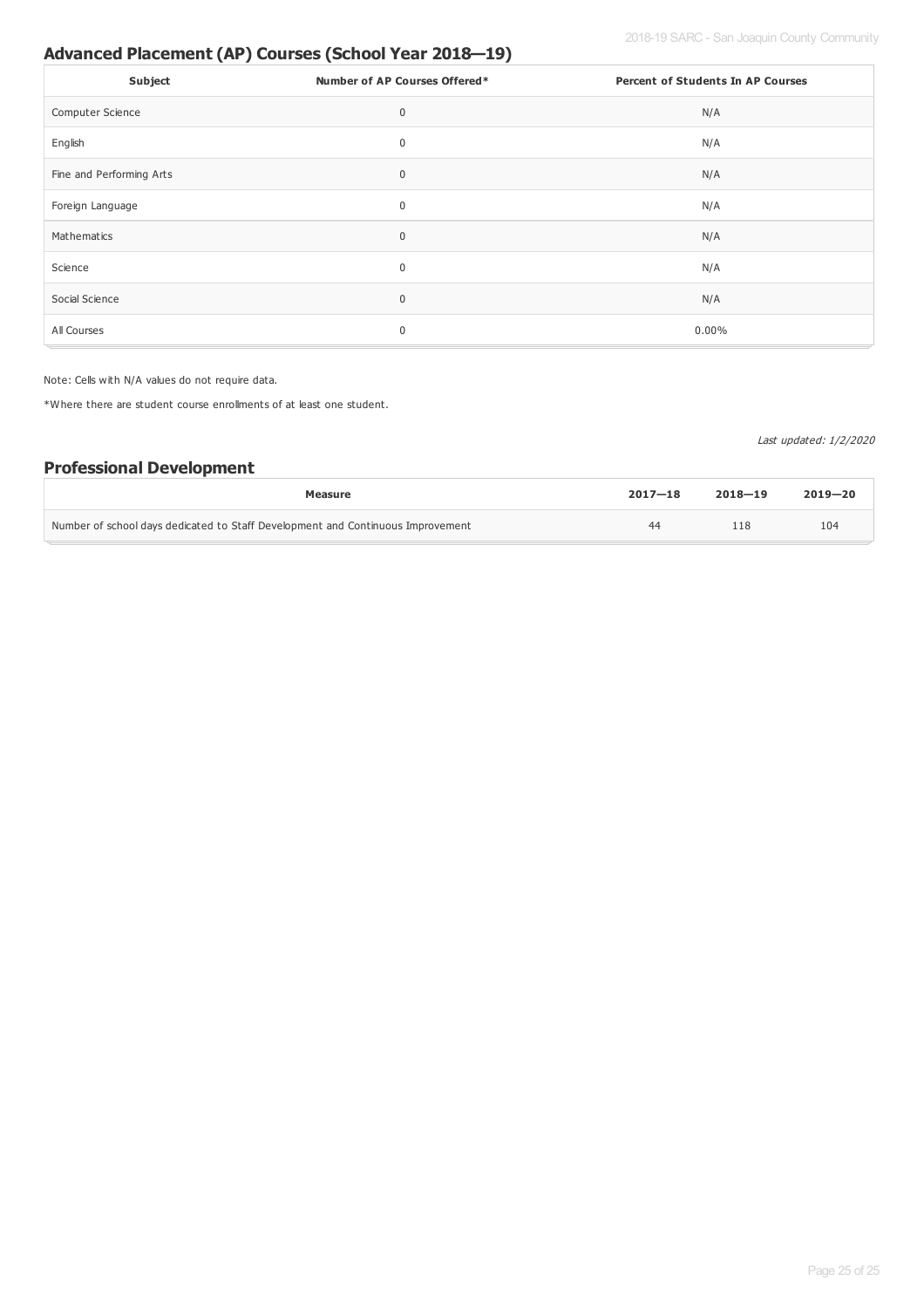## Advanced Placement (AP) Courses (School Year 2018—19)

| Subject | Number of AP Courses Offered* | Percent of Students In AP Courses |
| --- | --- | --- |
| Computer Science | 0 | N/A |
| English | 0 | N/A |
| Fine and Performing Arts | 0 | N/A |
| Foreign Language | 0 | N/A |
| Mathematics | 0 | N/A |
| Science | 0 | N/A |
| Social Science | 0 | N/A |
| All Courses | 0 | 0.00% |

Note: Cells with N/A values do not require data.

*Where there are student course enrollments of at least one student.

*Last updated: 1/2/2020*

## Professional Development

| Measure | 2017—18 | 2018—19 | 2019—20 |
| --- | --- | --- | --- |
| Number of school days dedicated to Staff Development and Continuous Improvement | 44 | 118 | 104 |